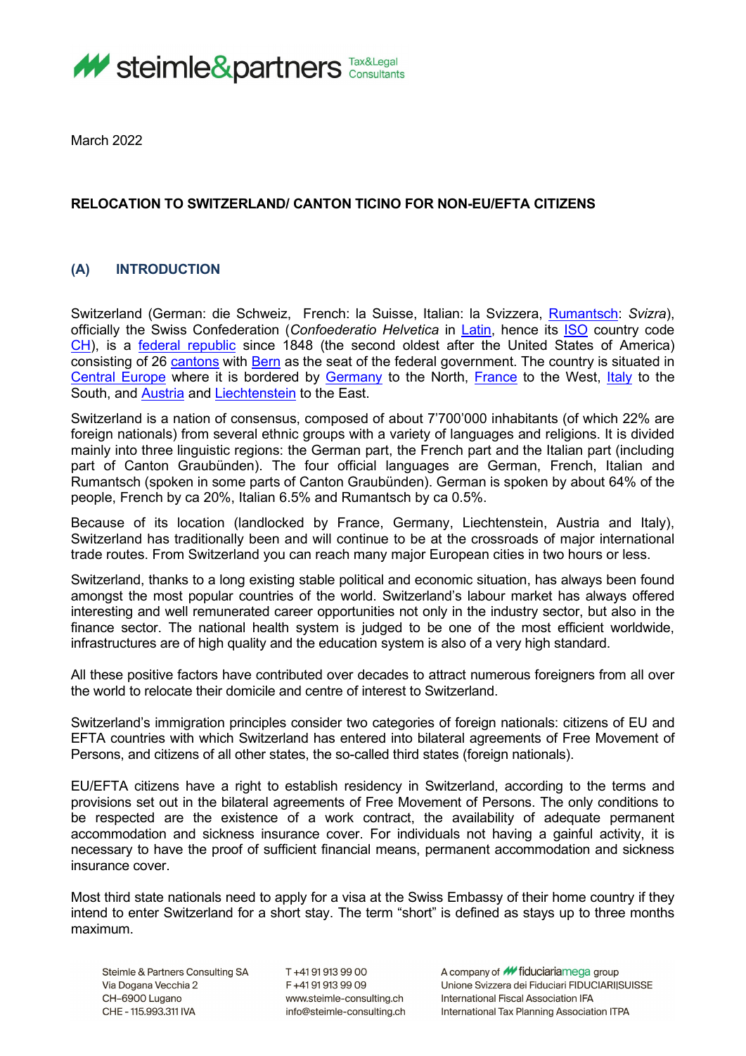March 2022

**RELOCATION TO SWITZERLAND/ CANTON TICINO FOR NON-EU/EFTA CITIZENS**

## (A) INTRODUCTION

Switzerland (German: die Schweiz, French: la Suisse, Italian: la Svizzera, Rumantsch: *Svizra*), officially the Swiss Confederation (*Confoederatio Helvetica* in Latin, hence its ISO country code CH), is a federal republic since 1848 (the second oldest after the United States of America) consisting of 26 cantons with Bern as the seat of the federal government. The country is situated in Central Europe where it is bordered by Germany to the North, France to the West, Italy to the South, and Austria and Liechtenstein to the East.

Switzerland is a nation of consensus, composed of about 7'700'000 inhabitants (of which 22% are foreign nationals) from several ethnic groups with a variety of languages and religions. It is divided mainly into three linguistic regions: the German part, the French part and the Italian part (including part of Canton Graubünden). The four official languages are German, French, Italian and Rumantsch (spoken in some parts of Canton Graubünden). German is spoken by about 64% of the people, French by ca 20%, Italian 6.5% and Rumantsch by ca 0.5%.

Because of its location (landlocked by France, Germany, Liechtenstein, Austria and Italy), Switzerland has traditionally been and will continue to be at the crossroads of major international trade routes. From Switzerland you can reach many major European cities in two hours or less.

Switzerland, thanks to a long existing stable political and economic situation, has always been found amongst the most popular countries of the world. Switzerland's labour market has always offered interesting and well remunerated career opportunities not only in the industry sector, but also in the finance sector. The national health system is judged to be one of the most efficient worldwide, infrastructures are of high quality and the education system is also of a very high standard.

All these positive factors have contributed over decades to attract numerous foreigners from all over the world to relocate their domicile and centre of interest to Switzerland.

Switzerland's immigration principles consider two categories of foreign nationals: citizens of EU and EFTA countries with which Switzerland has entered into bilateral agreements of Free Movement of Persons, and citizens of all other states, the so-called third states (foreign nationals).

EU/EFTA citizens have a right to establish residency in Switzerland, according to the terms and provisions set out in the bilateral agreements of Free Movement of Persons. The only conditions to be respected are the existence of a work contract, the availability of adequate permanent accommodation and sickness insurance cover. For individuals not having a gainful activity, it is necessary to have the proof of sufficient financial means, permanent accommodation and sickness insurance cover.

Most third state nationals need to apply for a visa at the Swiss Embassy of their home country if they intend to enter Switzerland for a short stay. The term "short" is defined as stays up to three months maximum.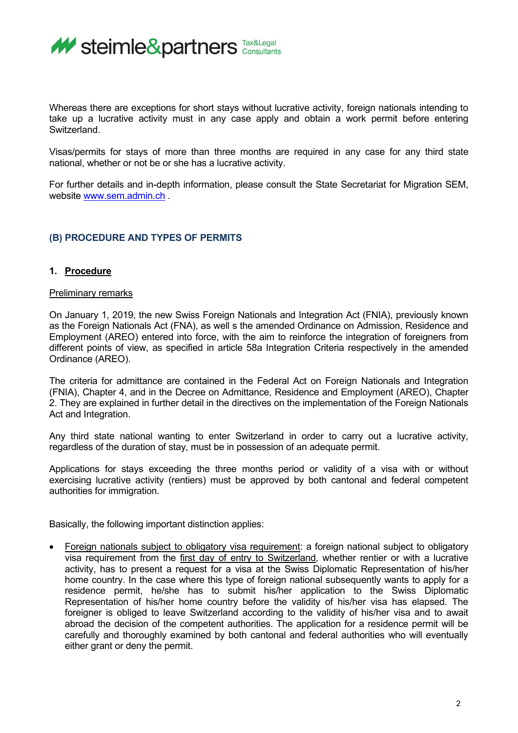Whereas there are exceptions for short stays without lucrative activity, foreign nationals intending to take up a lucrative activity must in any case apply and obtain a work permit before entering Switzerland.

Visas/permits for stays of more than three months are required in any case for any third state national, whether or not be or she has a lucrative activity.

For further details and in-depth information, please consult the State Secretariat for Migration SEM, website [www.sem.admin.ch](http://www.sem.admin.ch) .

## (B) PROCEDURE AND TYPES OF PERMITS

### 1. Procedure

Preliminary remarks

On January 1, 2019, the new Swiss Foreign Nationals and Integration Act (FNIA), previously known as the Foreign Nationals Act (FNA), as well s the amended Ordinance on Admission, Residence and Employment (AREO) entered into force, with the aim to reinforce the integration of foreigners from different points of view, as specified in article 58a Integration Criteria respectively in the amended Ordinance (AREO).

The criteria for admittance are contained in the Federal Act on Foreign Nationals and Integration (FNIA), Chapter 4, and in the Decree on Admittance, Residence and Employment (AREO), Chapter 2. They are explained in further detail in the directives on the implementation of the Foreign Nationals Act and Integration.

Any third state national wanting to enter Switzerland in order to carry out a lucrative activity, regardless of the duration of stay, must be in possession of an adequate permit.

Applications for stays exceeding the three months period or validity of a visa with or without exercising lucrative activity (rentiers) must be approved by both cantonal and federal competent authorities for immigration.

Basically, the following important distinction applies:

- Foreign nationals subject to obligatory visa requirement: a foreign national subject to obligatory visa requirement from the first day of entry to Switzerland, whether rentier or with a lucrative activity, has to present a request for a visa at the Swiss Diplomatic Representation of his/her home country. In the case where this type of foreign national subsequently wants to apply for a residence permit, he/she has to submit his/her application to the Swiss Diplomatic Representation of his/her home country before the validity of his/her visa has elapsed. The foreigner is obliged to leave Switzerland according to the validity of his/her visa and to await abroad the decision of the competent authorities. The application for a residence permit will be carefully and thoroughly examined by both cantonal and federal authorities who will eventually either grant or deny the permit.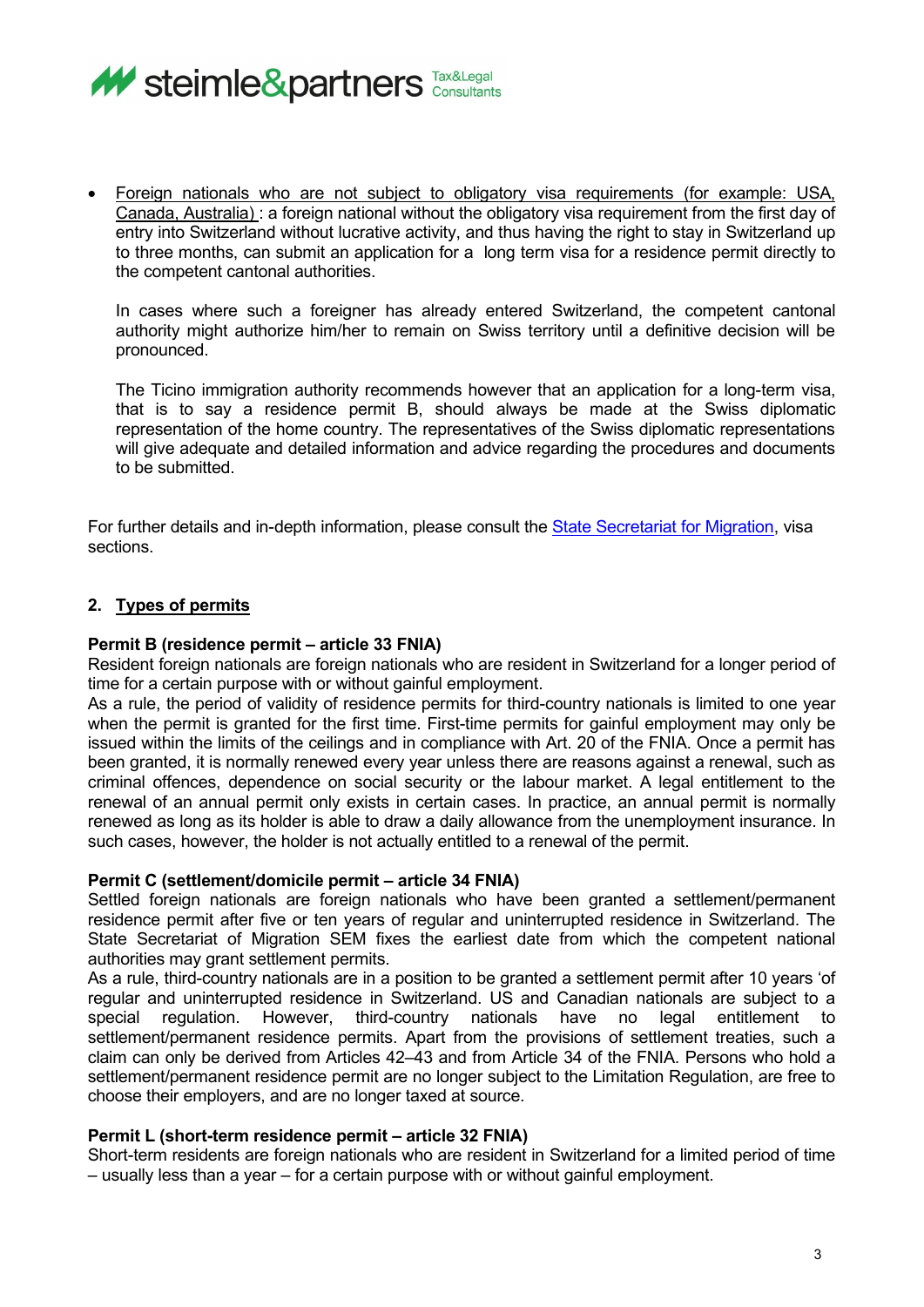- Foreign nationals who are not subject to obligatory visa requirements (for example: USA, Canada, Australia) : a foreign national without the obligatory visa requirement from the first day of entry into Switzerland without lucrative activity, and thus having the right to stay in Switzerland up to three months, can submit an application for a long term visa for a residence permit directly to the competent cantonal authorities.

  In cases where such a foreigner has already entered Switzerland, the competent cantonal authority might authorize him/her to remain on Swiss territory until a definitive decision will be pronounced.

  The Ticino immigration authority recommends however that an application for a long-term visa, that is to say a residence permit B, should always be made at the Swiss diplomatic representation of the home country. The representatives of the Swiss diplomatic representations will give adequate and detailed information and advice regarding the procedures and documents to be submitted.

For further details and in-depth information, please consult the State Secretariat for Migration, visa sections.

## 2. Types of permits

**Permit B (residence permit – article 33 FNIA)**

Resident foreign nationals are foreign nationals who are resident in Switzerland for a longer period of time for a certain purpose with or without gainful employment.

As a rule, the period of validity of residence permits for third-country nationals is limited to one year when the permit is granted for the first time. First-time permits for gainful employment may only be issued within the limits of the ceilings and in compliance with Art. 20 of the FNIA. Once a permit has been granted, it is normally renewed every year unless there are reasons against a renewal, such as criminal offences, dependence on social security or the labour market. A legal entitlement to the renewal of an annual permit only exists in certain cases. In practice, an annual permit is normally renewed as long as its holder is able to draw a daily allowance from the unemployment insurance. In such cases, however, the holder is not actually entitled to a renewal of the permit.

**Permit C (settlement/domicile permit – article 34 FNIA)**

Settled foreign nationals are foreign nationals who have been granted a settlement/permanent residence permit after five or ten years of regular and uninterrupted residence in Switzerland. The State Secretariat of Migration SEM fixes the earliest date from which the competent national authorities may grant settlement permits.

As a rule, third-country nationals are in a position to be granted a settlement permit after 10 years 'of regular and uninterrupted residence in Switzerland. US and Canadian nationals are subject to a special regulation. However, third-country nationals have no legal entitlement to settlement/permanent residence permits. Apart from the provisions of settlement treaties, such a claim can only be derived from Articles 42–43 and from Article 34 of the FNIA. Persons who hold a settlement/permanent residence permit are no longer subject to the Limitation Regulation, are free to choose their employers, and are no longer taxed at source.

**Permit L (short-term residence permit – article 32 FNIA)**

Short-term residents are foreign nationals who are resident in Switzerland for a limited period of time – usually less than a year – for a certain purpose with or without gainful employment.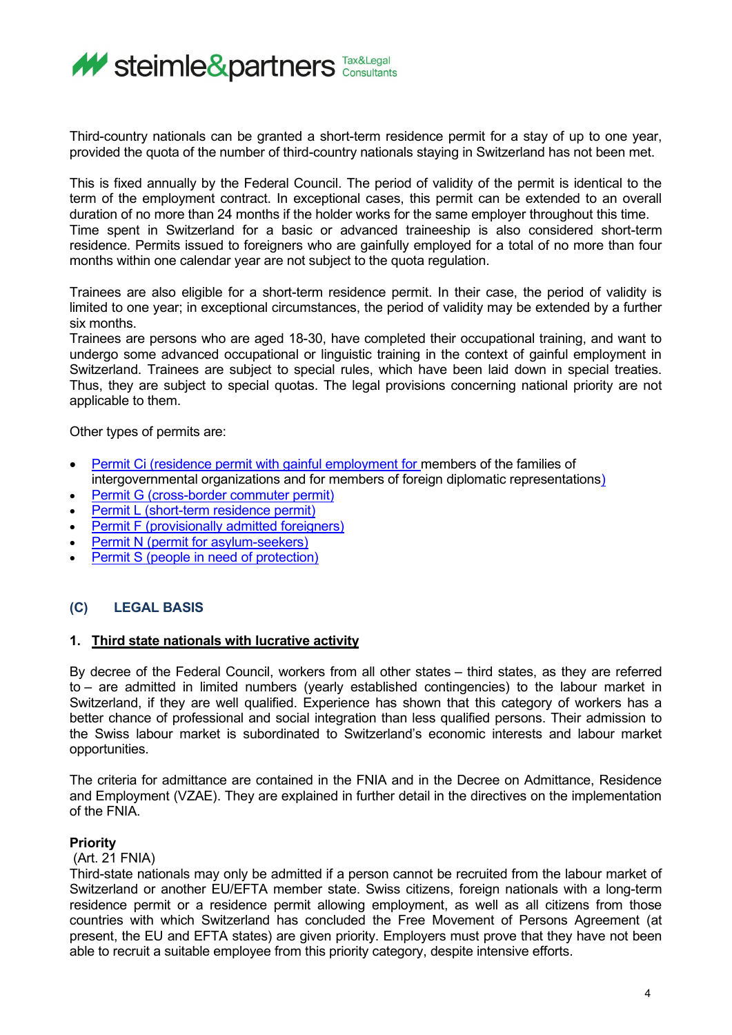Third-country nationals can be granted a short-term residence permit for a stay of up to one year, provided the quota of the number of third-country nationals staying in Switzerland has not been met.

This is fixed annually by the Federal Council. The period of validity of the permit is identical to the term of the employment contract. In exceptional cases, this permit can be extended to an overall duration of no more than 24 months if the holder works for the same employer throughout this time. Time spent in Switzerland for a basic or advanced traineeship is also considered short-term residence. Permits issued to foreigners who are gainfully employed for a total of no more than four months within one calendar year are not subject to the quota regulation.

Trainees are also eligible for a short-term residence permit. In their case, the period of validity is limited to one year; in exceptional circumstances, the period of validity may be extended by a further six months.
Trainees are persons who are aged 18-30, have completed their occupational training, and want to undergo some advanced occupational or linguistic training in the context of gainful employment in Switzerland. Trainees are subject to special rules, which have been laid down in special treaties. Thus, they are subject to special quotas. The legal provisions concerning national priority are not applicable to them.

Other types of permits are:

- Permit Ci (residence permit with gainful employment for members of the families of intergovernmental organizations and for members of foreign diplomatic representations)
- Permit G (cross-border commuter permit)
- Permit L (short-term residence permit)
- Permit F (provisionally admitted foreigners)
- Permit N (permit for asylum-seekers)
- Permit S (people in need of protection)

## (C) LEGAL BASIS

### 1. Third state nationals with lucrative activity

By decree of the Federal Council, workers from all other states – third states, as they are referred to – are admitted in limited numbers (yearly established contingencies) to the labour market in Switzerland, if they are well qualified. Experience has shown that this category of workers has a better chance of professional and social integration than less qualified persons. Their admission to the Swiss labour market is subordinated to Switzerland's economic interests and labour market opportunities.

The criteria for admittance are contained in the FNIA and in the Decree on Admittance, Residence and Employment (VZAE). They are explained in further detail in the directives on the implementation of the FNIA.

**Priority**
(Art. 21 FNIA)
Third-state nationals may only be admitted if a person cannot be recruited from the labour market of Switzerland or another EU/EFTA member state. Swiss citizens, foreign nationals with a long-term residence permit or a residence permit allowing employment, as well as all citizens from those countries with which Switzerland has concluded the Free Movement of Persons Agreement (at present, the EU and EFTA states) are given priority. Employers must prove that they have not been able to recruit a suitable employee from this priority category, despite intensive efforts.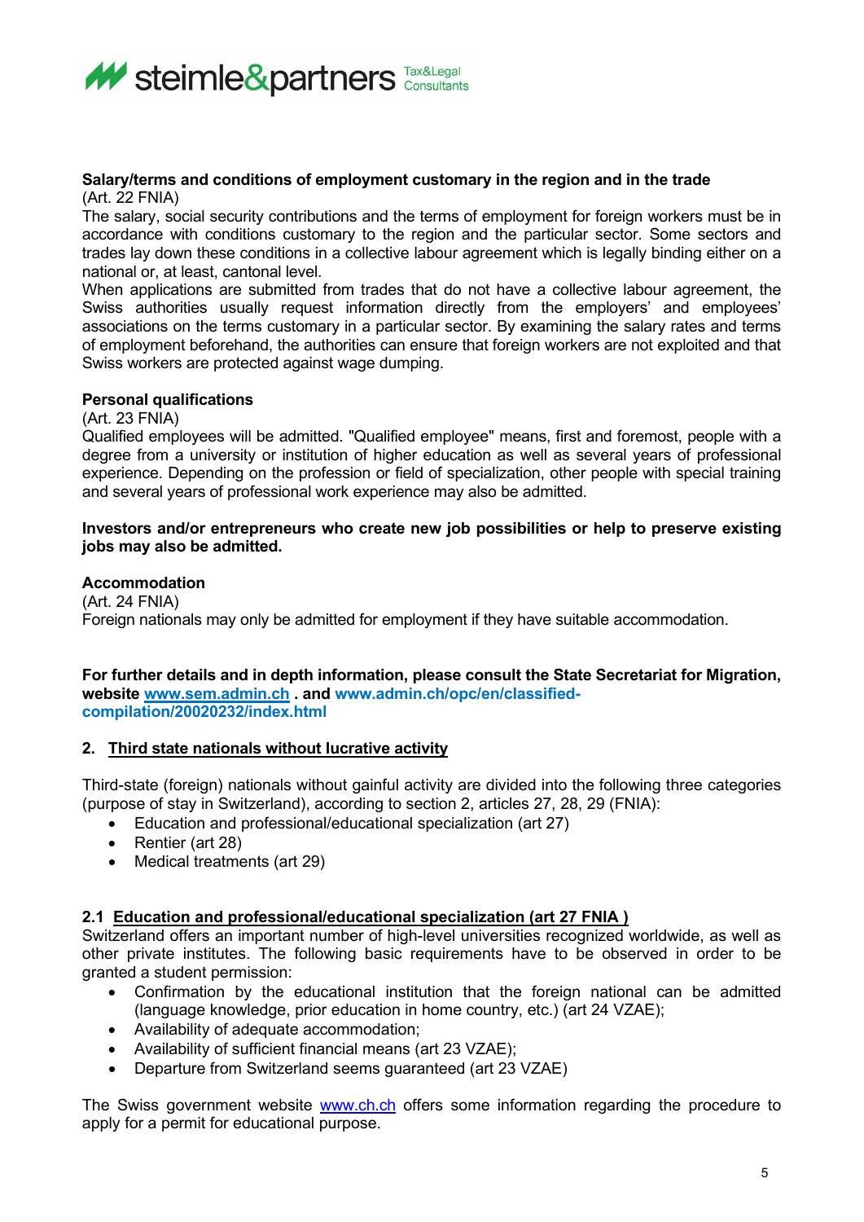**Salary/terms and conditions of employment customary in the region and in the trade**
(Art. 22 FNIA)
The salary, social security contributions and the terms of employment for foreign workers must be in accordance with conditions customary to the region and the particular sector. Some sectors and trades lay down these conditions in a collective labour agreement which is legally binding either on a national or, at least, cantonal level.
When applications are submitted from trades that do not have a collective labour agreement, the Swiss authorities usually request information directly from the employers' and employees' associations on the terms customary in a particular sector. By examining the salary rates and terms of employment beforehand, the authorities can ensure that foreign workers are not exploited and that Swiss workers are protected against wage dumping.

**Personal qualifications**
(Art. 23 FNIA)
Qualified employees will be admitted. "Qualified employee" means, first and foremost, people with a degree from a university or institution of higher education as well as several years of professional experience. Depending on the profession or field of specialization, other people with special training and several years of professional work experience may also be admitted.

**Investors and/or entrepreneurs who create new job possibilities or help to preserve existing jobs may also be admitted.**

**Accommodation**
(Art. 24 FNIA)
Foreign nationals may only be admitted for employment if they have suitable accommodation.

**For further details and in depth information, please consult the State Secretariat for Migration, website [www.sem.admin.ch](http://www.sem.admin.ch) . and www.admin.ch/opc/en/classified-compilation/20020232/index.html**

## 2. Third state nationals without lucrative activity

Third-state (foreign) nationals without gainful activity are divided into the following three categories (purpose of stay in Switzerland), according to section 2, articles 27, 28, 29 (FNIA):

- Education and professional/educational specialization (art 27)
- Rentier (art 28)
- Medical treatments (art 29)

### 2.1 Education and professional/educational specialization (art 27 FNIA )

Switzerland offers an important number of high-level universities recognized worldwide, as well as other private institutes. The following basic requirements have to be observed in order to be granted a student permission:

- Confirmation by the educational institution that the foreign national can be admitted (language knowledge, prior education in home country, etc.) (art 24 VZAE);
- Availability of adequate accommodation;
- Availability of sufficient financial means (art 23 VZAE);
- Departure from Switzerland seems guaranteed (art 23 VZAE)

The Swiss government website [www.ch.ch](http://www.ch.ch) offers some information regarding the procedure to apply for a permit for educational purpose.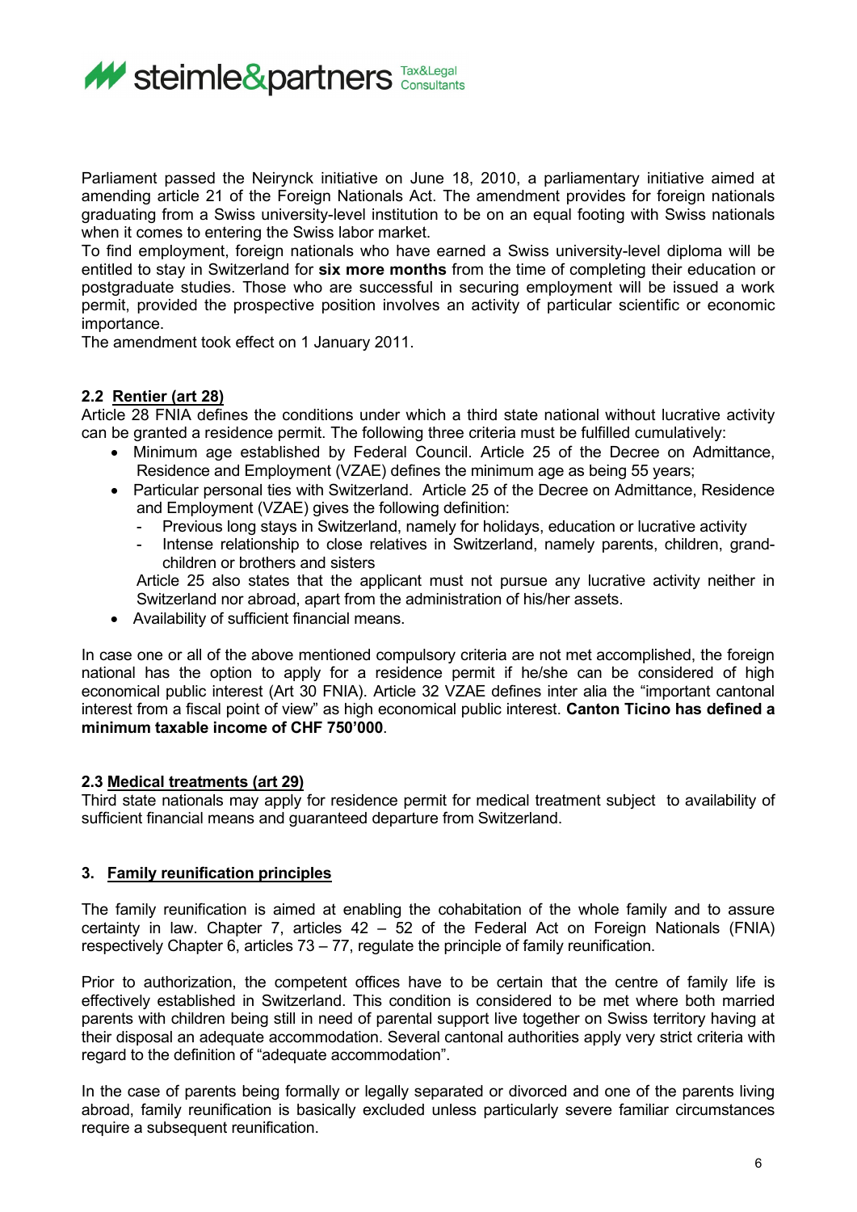Parliament passed the Neirynck initiative on June 18, 2010, a parliamentary initiative aimed at amending article 21 of the Foreign Nationals Act. The amendment provides for foreign nationals graduating from a Swiss university-level institution to be on an equal footing with Swiss nationals when it comes to entering the Swiss labor market.

To find employment, foreign nationals who have earned a Swiss university-level diploma will be entitled to stay in Switzerland for **six more months** from the time of completing their education or postgraduate studies. Those who are successful in securing employment will be issued a work permit, provided the prospective position involves an activity of particular scientific or economic importance.

The amendment took effect on 1 January 2011.

## 2.2 Rentier (art 28)

Article 28 FNIA defines the conditions under which a third state national without lucrative activity can be granted a residence permit. The following three criteria must be fulfilled cumulatively:

- Minimum age established by Federal Council. Article 25 of the Decree on Admittance, Residence and Employment (VZAE) defines the minimum age as being 55 years;
- Particular personal ties with Switzerland. Article 25 of the Decree on Admittance, Residence and Employment (VZAE) gives the following definition:
  - Previous long stays in Switzerland, namely for holidays, education or lucrative activity
  - Intense relationship to close relatives in Switzerland, namely parents, children, grand-children or brothers and sisters

  Article 25 also states that the applicant must not pursue any lucrative activity neither in Switzerland nor abroad, apart from the administration of his/her assets.
- Availability of sufficient financial means.

In case one or all of the above mentioned compulsory criteria are not met accomplished, the foreign national has the option to apply for a residence permit if he/she can be considered of high economical public interest (Art 30 FNIA). Article 32 VZAE defines inter alia the "important cantonal interest from a fiscal point of view" as high economical public interest. **Canton Ticino has defined a minimum taxable income of CHF 750'000**.

## 2.3 Medical treatments (art 29)

Third state nationals may apply for residence permit for medical treatment subject to availability of sufficient financial means and guaranteed departure from Switzerland.

# 3. Family reunification principles

The family reunification is aimed at enabling the cohabitation of the whole family and to assure certainty in law. Chapter 7, articles 42 – 52 of the Federal Act on Foreign Nationals (FNIA) respectively Chapter 6, articles 73 – 77, regulate the principle of family reunification.

Prior to authorization, the competent offices have to be certain that the centre of family life is effectively established in Switzerland. This condition is considered to be met where both married parents with children being still in need of parental support live together on Swiss territory having at their disposal an adequate accommodation. Several cantonal authorities apply very strict criteria with regard to the definition of "adequate accommodation".

In the case of parents being formally or legally separated or divorced and one of the parents living abroad, family reunification is basically excluded unless particularly severe familiar circumstances require a subsequent reunification.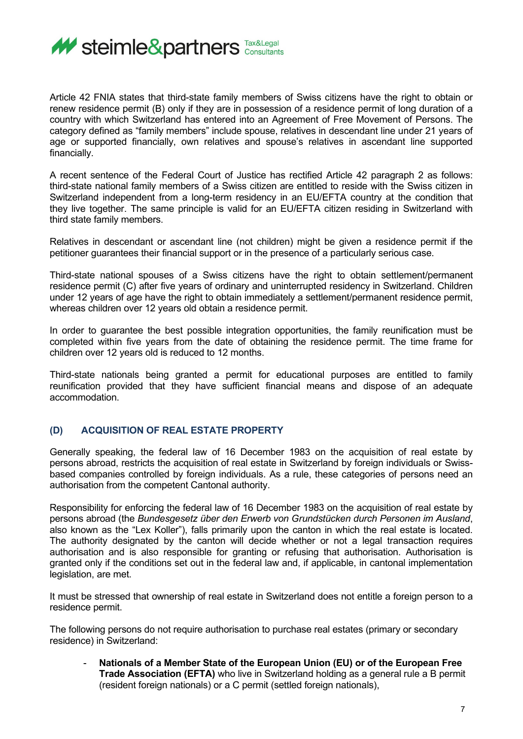Article 42 FNIA states that third-state family members of Swiss citizens have the right to obtain or renew residence permit (B) only if they are in possession of a residence permit of long duration of a country with which Switzerland has entered into an Agreement of Free Movement of Persons. The category defined as "family members" include spouse, relatives in descendant line under 21 years of age or supported financially, own relatives and spouse's relatives in ascendant line supported financially.

A recent sentence of the Federal Court of Justice has rectified Article 42 paragraph 2 as follows: third-state national family members of a Swiss citizen are entitled to reside with the Swiss citizen in Switzerland independent from a long-term residency in an EU/EFTA country at the condition that they live together. The same principle is valid for an EU/EFTA citizen residing in Switzerland with third state family members.

Relatives in descendant or ascendant line (not children) might be given a residence permit if the petitioner guarantees their financial support or in the presence of a particularly serious case.

Third-state national spouses of a Swiss citizens have the right to obtain settlement/permanent residence permit (C) after five years of ordinary and uninterrupted residency in Switzerland. Children under 12 years of age have the right to obtain immediately a settlement/permanent residence permit, whereas children over 12 years old obtain a residence permit.

In order to guarantee the best possible integration opportunities, the family reunification must be completed within five years from the date of obtaining the residence permit. The time frame for children over 12 years old is reduced to 12 months.

Third-state nationals being granted a permit for educational purposes are entitled to family reunification provided that they have sufficient financial means and dispose of an adequate accommodation.

## (D) ACQUISITION OF REAL ESTATE PROPERTY

Generally speaking, the federal law of 16 December 1983 on the acquisition of real estate by persons abroad, restricts the acquisition of real estate in Switzerland by foreign individuals or Swiss-based companies controlled by foreign individuals. As a rule, these categories of persons need an authorisation from the competent Cantonal authority.

Responsibility for enforcing the federal law of 16 December 1983 on the acquisition of real estate by persons abroad (the *Bundesgesetz über den Erwerb von Grundstücken durch Personen im Ausland*, also known as the "Lex Koller"), falls primarily upon the canton in which the real estate is located. The authority designated by the canton will decide whether or not a legal transaction requires authorisation and is also responsible for granting or refusing that authorisation. Authorisation is granted only if the conditions set out in the federal law and, if applicable, in cantonal implementation legislation, are met.

It must be stressed that ownership of real estate in Switzerland does not entitle a foreign person to a residence permit.

The following persons do not require authorisation to purchase real estates (primary or secondary residence) in Switzerland:

- **Nationals of a Member State of the European Union (EU) or of the European Free Trade Association (EFTA)** who live in Switzerland holding as a general rule a B permit (resident foreign nationals) or a C permit (settled foreign nationals),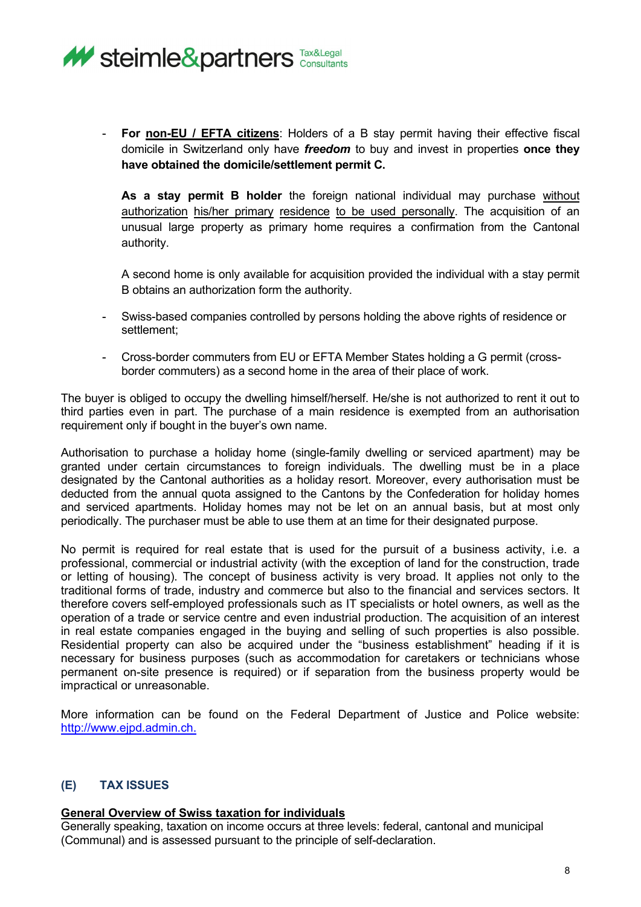- **For non-EU / EFTA citizens**: Holders of a B stay permit having their effective fiscal domicile in Switzerland only have ***freedom*** to buy and invest in properties **once they have obtained the domicile/settlement permit C.**

  **As a stay permit B holder** the foreign national individual may purchase without authorization his/her primary residence to be used personally. The acquisition of an unusual large property as primary home requires a confirmation from the Cantonal authority.

  A second home is only available for acquisition provided the individual with a stay permit B obtains an authorization form the authority.

- Swiss-based companies controlled by persons holding the above rights of residence or settlement;

- Cross-border commuters from EU or EFTA Member States holding a G permit (cross-border commuters) as a second home in the area of their place of work.

The buyer is obliged to occupy the dwelling himself/herself. He/she is not authorized to rent it out to third parties even in part. The purchase of a main residence is exempted from an authorisation requirement only if bought in the buyer's own name.

Authorisation to purchase a holiday home (single-family dwelling or serviced apartment) may be granted under certain circumstances to foreign individuals. The dwelling must be in a place designated by the Cantonal authorities as a holiday resort. Moreover, every authorisation must be deducted from the annual quota assigned to the Cantons by the Confederation for holiday homes and serviced apartments. Holiday homes may not be let on an annual basis, but at most only periodically. The purchaser must be able to use them at an time for their designated purpose.

No permit is required for real estate that is used for the pursuit of a business activity, i.e. a professional, commercial or industrial activity (with the exception of land for the construction, trade or letting of housing). The concept of business activity is very broad. It applies not only to the traditional forms of trade, industry and commerce but also to the financial and services sectors. It therefore covers self-employed professionals such as IT specialists or hotel owners, as well as the operation of a trade or service centre and even industrial production. The acquisition of an interest in real estate companies engaged in the buying and selling of such properties is also possible. Residential property can also be acquired under the "business establishment" heading if it is necessary for business purposes (such as accommodation for caretakers or technicians whose permanent on-site presence is required) or if separation from the business property would be impractical or unreasonable.

More information can be found on the Federal Department of Justice and Police website: http://www.ejpd.admin.ch.

## (E) TAX ISSUES

**General Overview of Swiss taxation for individuals**

Generally speaking, taxation on income occurs at three levels: federal, cantonal and municipal (Communal) and is assessed pursuant to the principle of self-declaration.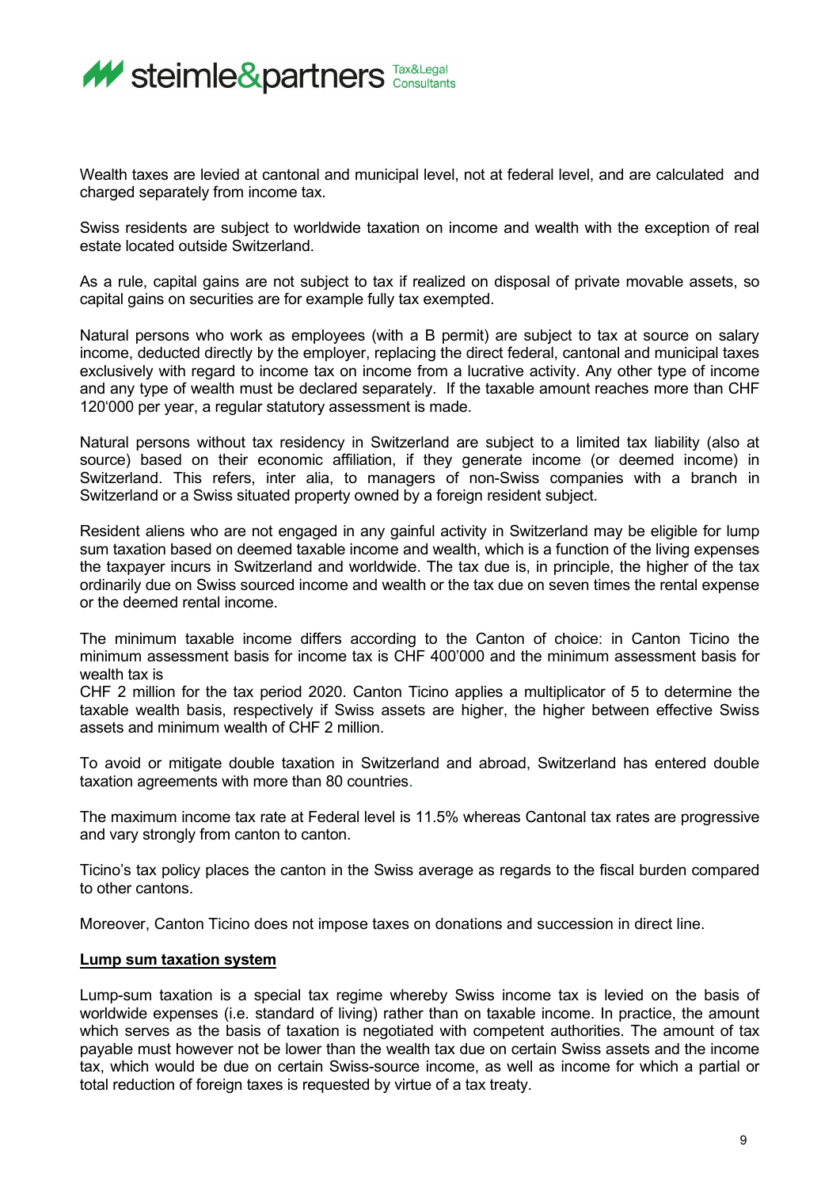Wealth taxes are levied at cantonal and municipal level, not at federal level, and are calculated and charged separately from income tax.

Swiss residents are subject to worldwide taxation on income and wealth with the exception of real estate located outside Switzerland.

As a rule, capital gains are not subject to tax if realized on disposal of private movable assets, so capital gains on securities are for example fully tax exempted.

Natural persons who work as employees (with a B permit) are subject to tax at source on salary income, deducted directly by the employer, replacing the direct federal, cantonal and municipal taxes exclusively with regard to income tax on income from a lucrative activity. Any other type of income and any type of wealth must be declared separately. If the taxable amount reaches more than CHF 120'000 per year, a regular statutory assessment is made.

Natural persons without tax residency in Switzerland are subject to a limited tax liability (also at source) based on their economic affiliation, if they generate income (or deemed income) in Switzerland. This refers, inter alia, to managers of non-Swiss companies with a branch in Switzerland or a Swiss situated property owned by a foreign resident subject.

Resident aliens who are not engaged in any gainful activity in Switzerland may be eligible for lump sum taxation based on deemed taxable income and wealth, which is a function of the living expenses the taxpayer incurs in Switzerland and worldwide. The tax due is, in principle, the higher of the tax ordinarily due on Swiss sourced income and wealth or the tax due on seven times the rental expense or the deemed rental income.

The minimum taxable income differs according to the Canton of choice: in Canton Ticino the minimum assessment basis for income tax is CHF 400'000 and the minimum assessment basis for wealth tax is
CHF 2 million for the tax period 2020. Canton Ticino applies a multiplicator of 5 to determine the taxable wealth basis, respectively if Swiss assets are higher, the higher between effective Swiss assets and minimum wealth of CHF 2 million.

To avoid or mitigate double taxation in Switzerland and abroad, Switzerland has entered double taxation agreements with more than 80 countries.

The maximum income tax rate at Federal level is 11.5% whereas Cantonal tax rates are progressive and vary strongly from canton to canton.

Ticino's tax policy places the canton in the Swiss average as regards to the fiscal burden compared to other cantons.

Moreover, Canton Ticino does not impose taxes on donations and succession in direct line.

**Lump sum taxation system**

Lump-sum taxation is a special tax regime whereby Swiss income tax is levied on the basis of worldwide expenses (i.e. standard of living) rather than on taxable income. In practice, the amount which serves as the basis of taxation is negotiated with competent authorities. The amount of tax payable must however not be lower than the wealth tax due on certain Swiss assets and the income tax, which would be due on certain Swiss-source income, as well as income for which a partial or total reduction of foreign taxes is requested by virtue of a tax treaty.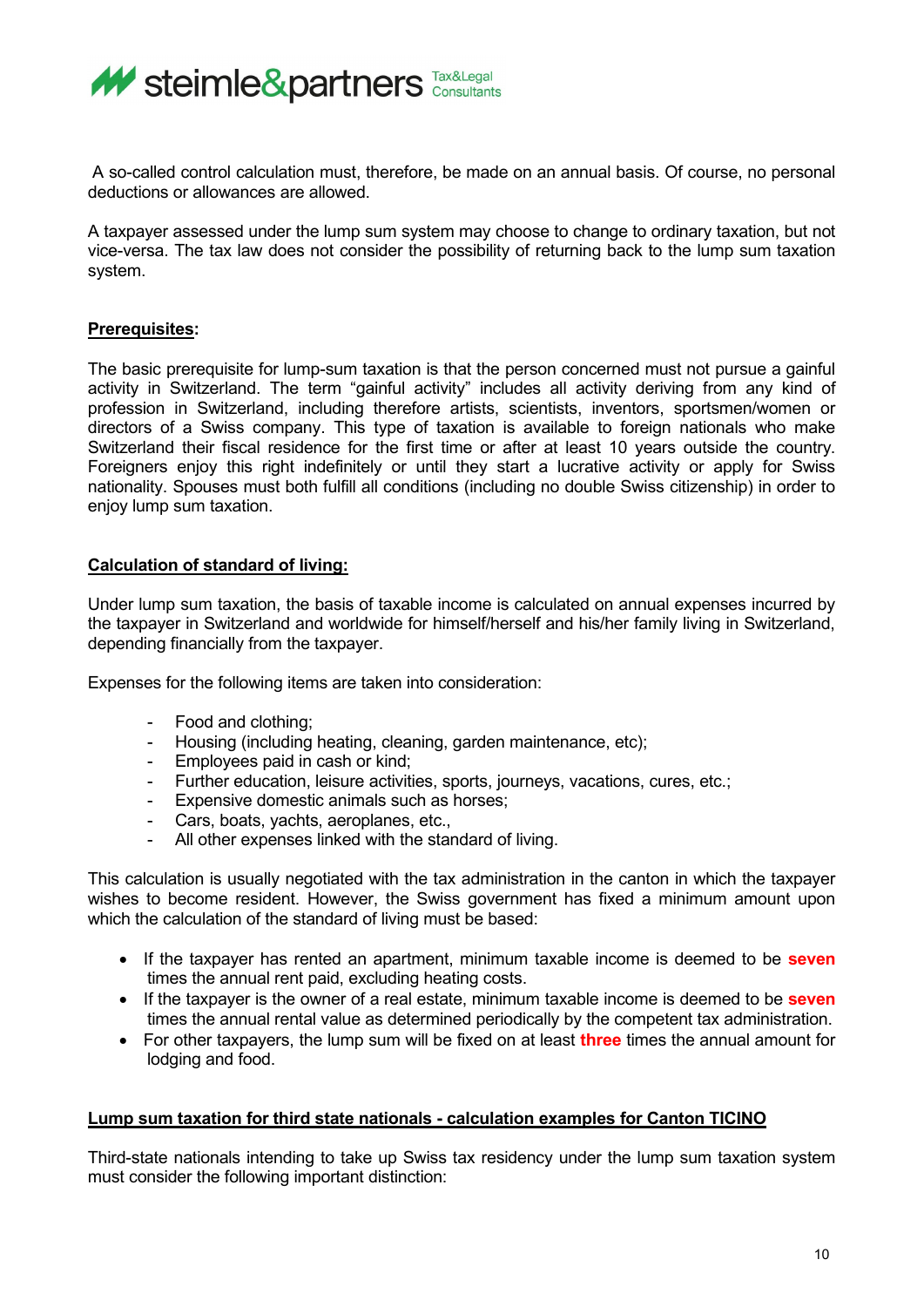A so-called control calculation must, therefore, be made on an annual basis. Of course, no personal deductions or allowances are allowed.

A taxpayer assessed under the lump sum system may choose to change to ordinary taxation, but not vice-versa. The tax law does not consider the possibility of returning back to the lump sum taxation system.

**Prerequisites:**

The basic prerequisite for lump-sum taxation is that the person concerned must not pursue a gainful activity in Switzerland. The term "gainful activity" includes all activity deriving from any kind of profession in Switzerland, including therefore artists, scientists, inventors, sportsmen/women or directors of a Swiss company. This type of taxation is available to foreign nationals who make Switzerland their fiscal residence for the first time or after at least 10 years outside the country. Foreigners enjoy this right indefinitely or until they start a lucrative activity or apply for Swiss nationality. Spouses must both fulfill all conditions (including no double Swiss citizenship) in order to enjoy lump sum taxation.

**Calculation of standard of living:**

Under lump sum taxation, the basis of taxable income is calculated on annual expenses incurred by the taxpayer in Switzerland and worldwide for himself/herself and his/her family living in Switzerland, depending financially from the taxpayer.

Expenses for the following items are taken into consideration:

- Food and clothing;
- Housing (including heating, cleaning, garden maintenance, etc);
- Employees paid in cash or kind;
- Further education, leisure activities, sports, journeys, vacations, cures, etc.;
- Expensive domestic animals such as horses;
- Cars, boats, yachts, aeroplanes, etc.,
- All other expenses linked with the standard of living.

This calculation is usually negotiated with the tax administration in the canton in which the taxpayer wishes to become resident. However, the Swiss government has fixed a minimum amount upon which the calculation of the standard of living must be based:

- If the taxpayer has rented an apartment, minimum taxable income is deemed to be **seven** times the annual rent paid, excluding heating costs.
- If the taxpayer is the owner of a real estate, minimum taxable income is deemed to be **seven** times the annual rental value as determined periodically by the competent tax administration.
- For other taxpayers, the lump sum will be fixed on at least **three** times the annual amount for lodging and food.

**Lump sum taxation for third state nationals - calculation examples for Canton TICINO**

Third-state nationals intending to take up Swiss tax residency under the lump sum taxation system must consider the following important distinction: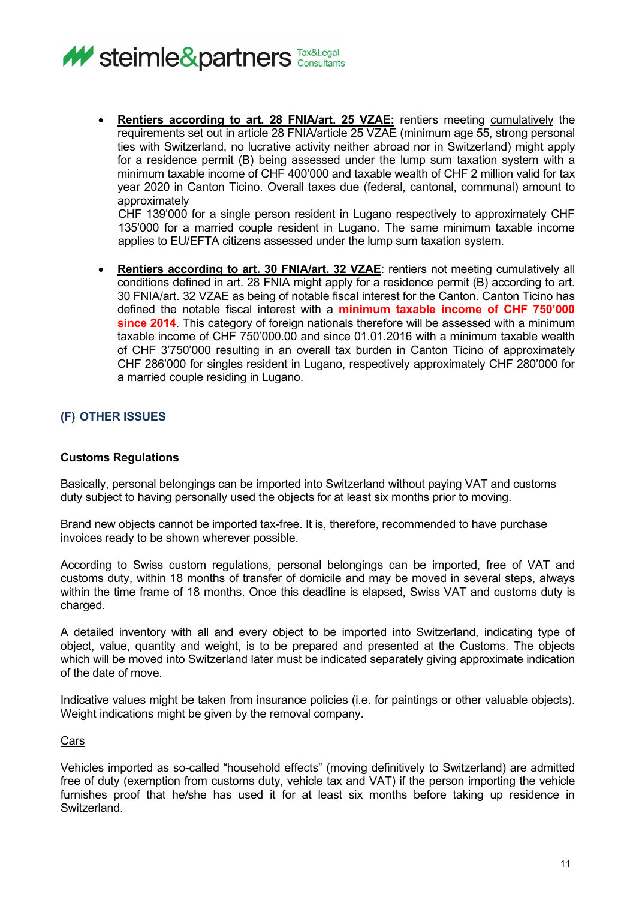- **Rentiers according to art. 28 FNIA/art. 25 VZAE:** rentiers meeting cumulatively the requirements set out in article 28 FNIA/article 25 VZAE (minimum age 55, strong personal ties with Switzerland, no lucrative activity neither abroad nor in Switzerland) might apply for a residence permit (B) being assessed under the lump sum taxation system with a minimum taxable income of CHF 400'000 and taxable wealth of CHF 2 million valid for tax year 2020 in Canton Ticino. Overall taxes due (federal, cantonal, communal) amount to approximately
  CHF 139'000 for a single person resident in Lugano respectively to approximately CHF 135'000 for a married couple resident in Lugano. The same minimum taxable income applies to EU/EFTA citizens assessed under the lump sum taxation system.

- **Rentiers according to art. 30 FNIA/art. 32 VZAE**: rentiers not meeting cumulatively all conditions defined in art. 28 FNIA might apply for a residence permit (B) according to art. 30 FNIA/art. 32 VZAE as being of notable fiscal interest for the Canton. Canton Ticino has defined the notable fiscal interest with a **minimum taxable income of CHF 750'000 since 2014**. This category of foreign nationals therefore will be assessed with a minimum taxable income of CHF 750'000.00 and since 01.01.2016 with a minimum taxable wealth of CHF 3'750'000 resulting in an overall tax burden in Canton Ticino of approximately CHF 286'000 for singles resident in Lugano, respectively approximately CHF 280'000 for a married couple residing in Lugano.

## (F) OTHER ISSUES

### Customs Regulations

Basically, personal belongings can be imported into Switzerland without paying VAT and customs duty subject to having personally used the objects for at least six months prior to moving.

Brand new objects cannot be imported tax-free. It is, therefore, recommended to have purchase invoices ready to be shown wherever possible.

According to Swiss custom regulations, personal belongings can be imported, free of VAT and customs duty, within 18 months of transfer of domicile and may be moved in several steps, always within the time frame of 18 months. Once this deadline is elapsed, Swiss VAT and customs duty is charged.

A detailed inventory with all and every object to be imported into Switzerland, indicating type of object, value, quantity and weight, is to be prepared and presented at the Customs. The objects which will be moved into Switzerland later must be indicated separately giving approximate indication of the date of move.

Indicative values might be taken from insurance policies (i.e. for paintings or other valuable objects). Weight indications might be given by the removal company.

Cars

Vehicles imported as so-called "household effects" (moving definitively to Switzerland) are admitted free of duty (exemption from customs duty, vehicle tax and VAT) if the person importing the vehicle furnishes proof that he/she has used it for at least six months before taking up residence in Switzerland.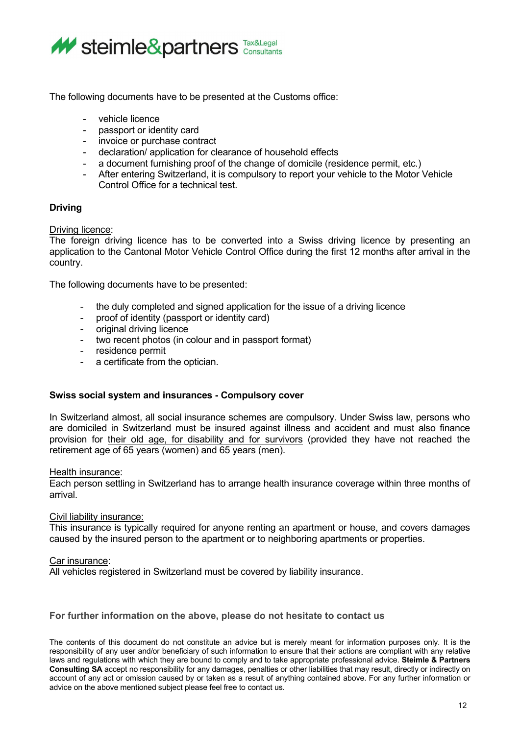The following documents have to be presented at the Customs office:

- vehicle licence
- passport or identity card
- invoice or purchase contract
- declaration/ application for clearance of household effects
- a document furnishing proof of the change of domicile (residence permit, etc.)
- After entering Switzerland, it is compulsory to report your vehicle to the Motor Vehicle Control Office for a technical test.

**Driving**

Driving licence:
The foreign driving licence has to be converted into a Swiss driving licence by presenting an application to the Cantonal Motor Vehicle Control Office during the first 12 months after arrival in the country.

The following documents have to be presented:

- the duly completed and signed application for the issue of a driving licence
- proof of identity (passport or identity card)
- original driving licence
- two recent photos (in colour and in passport format)
- residence permit
- a certificate from the optician.

**Swiss social system and insurances - Compulsory cover**

In Switzerland almost, all social insurance schemes are compulsory. Under Swiss law, persons who are domiciled in Switzerland must be insured against illness and accident and must also finance provision for their old age, for disability and for survivors (provided they have not reached the retirement age of 65 years (women) and 65 years (men).

Health insurance:
Each person settling in Switzerland has to arrange health insurance coverage within three months of arrival.

Civil liability insurance:
This insurance is typically required for anyone renting an apartment or house, and covers damages caused by the insured person to the apartment or to neighboring apartments or properties.

Car insurance:
All vehicles registered in Switzerland must be covered by liability insurance.

**For further information on the above, please do not hesitate to contact us**

The contents of this document do not constitute an advice but is merely meant for information purposes only. It is the responsibility of any user and/or beneficiary of such information to ensure that their actions are compliant with any relative laws and regulations with which they are bound to comply and to take appropriate professional advice. **Steimle & Partners Consulting SA** accept no responsibility for any damages, penalties or other liabilities that may result, directly or indirectly on account of any act or omission caused by or taken as a result of anything contained above. For any further information or advice on the above mentioned subject please feel free to contact us.